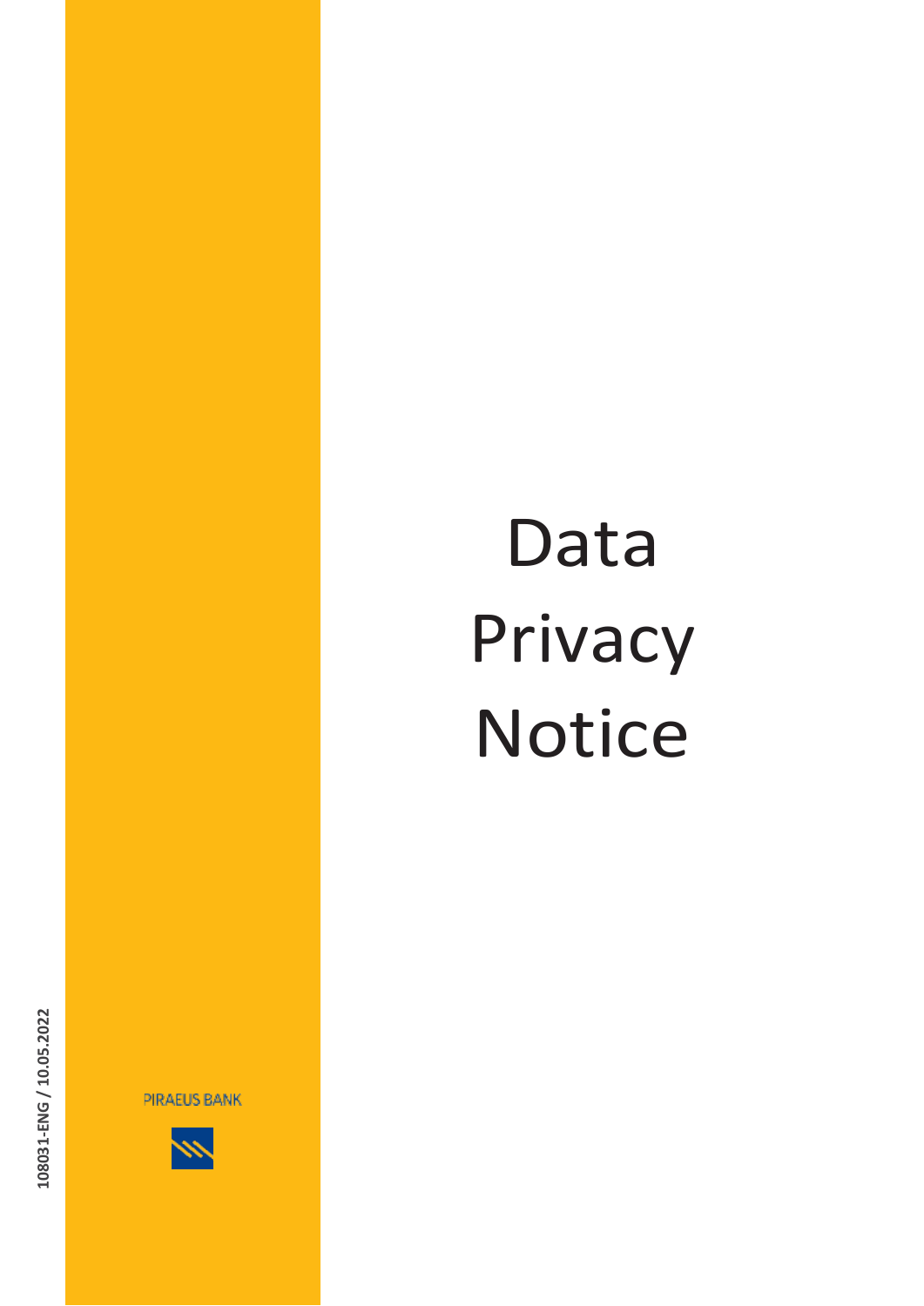# Data Privacy Notice

PIRAEUS BANK

108031-ENG / 10.05.2022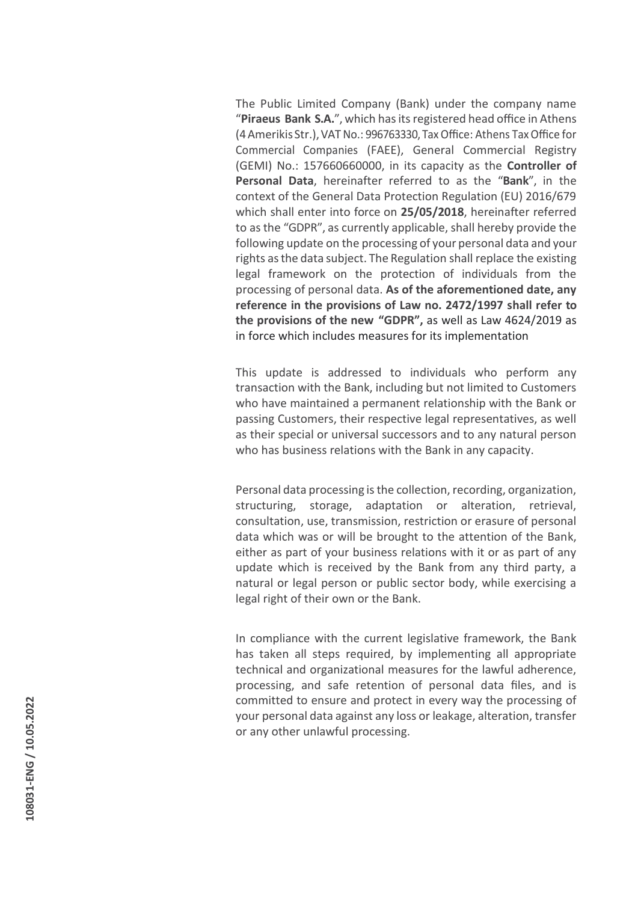The Public Limited Company (Bank) under the company name "**Piraeus Bank S.A.**", which has its registered head office in Athens (4 Amerikis Str.), VAT No.: 996763330, Tax Office: Athens Tax Office for Commercial Companies (FAEE), General Commercial Registry (GEMI) No.: 157660660000, in its capacity as the **Controller of Personal Data**, hereinafter referred to as the "**Bank**", in the context of the General Data Protection Regulation (EU) 2016/679 which shall enter into force on **25/05/2018**, hereinafter referred to as the "GDPR", as currently applicable, shall hereby provide the following update on the processing of your personal data and your rights as the data subject. The Regulation shall replace the existing legal framework on the protection of individuals from the processing of personal data. **As of the aforementioned date, any reference in the provisions of Law no. 2472/1997 shall refer to the provisions of the new "GDPR",** as well as Law 4624/2019 as in force which includes measures for its implementation

This update is addressed to individuals who perform any transaction with the Bank, including but not limited to Customers who have maintained a permanent relationship with the Bank or passing Customers, their respective legal representatives, as well as their special or universal successors and to any natural person who has business relations with the Bank in any capacity.

Personal data processing is the collection, recording, organization, structuring, storage, adaptation or alteration, retrieval, consultation, use, transmission, restriction or erasure of personal data which was or will be brought to the attention of the Bank, either as part of your business relations with it or as part of any update which is received by the Bank from any third party, a natural or legal person or public sector body, while exercising a legal right of their own or the Bank.

In compliance with the current legislative framework, the Bank has taken all steps required, by implementing all appropriate technical and organizational measures for the lawful adherence, processing, and safe retention of personal data files, and is committed to ensure and protect in every way the processing of your personal data against any loss or leakage, alteration, transfer or any other unlawful processing.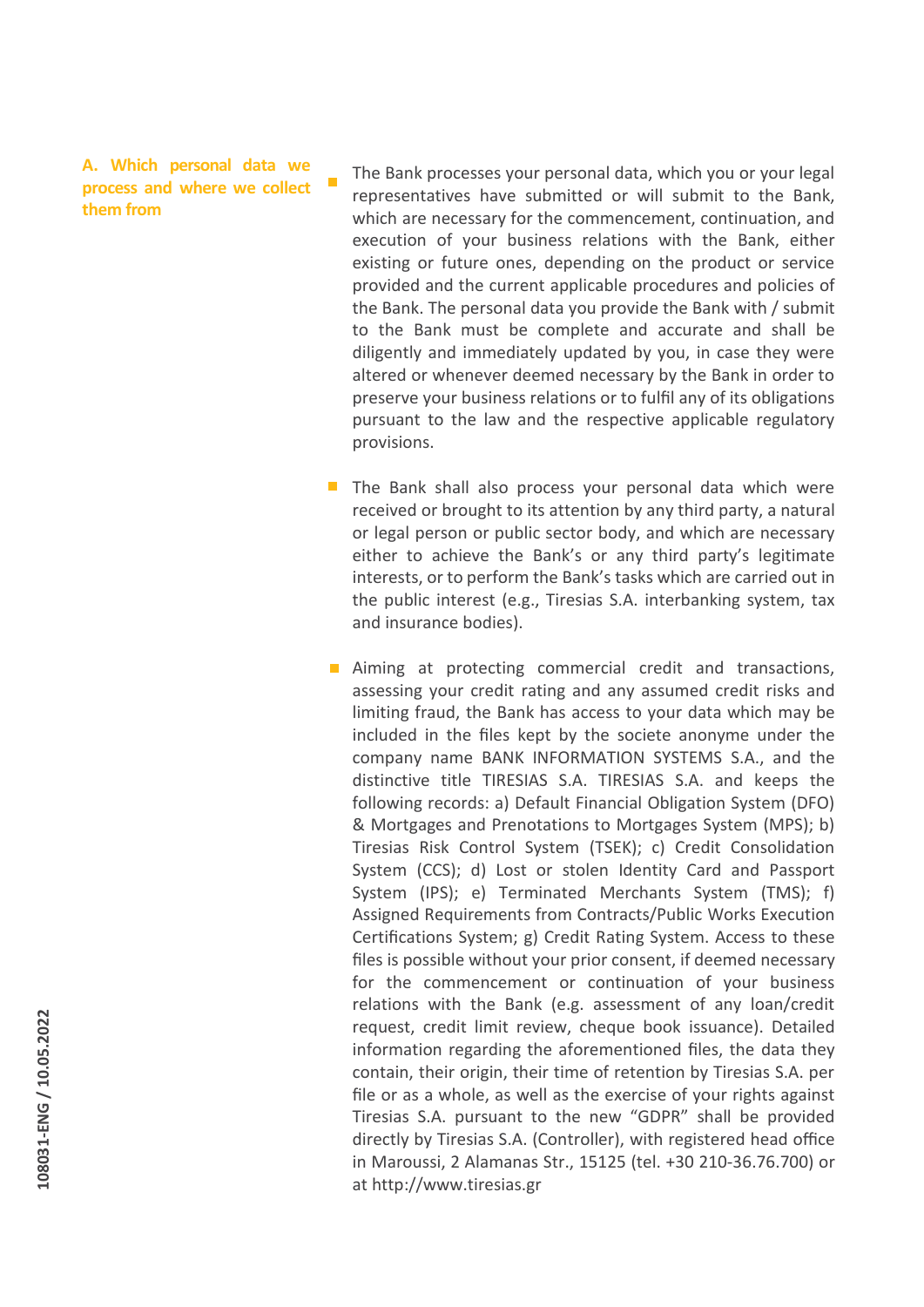## A. Which personal data we process and where we collect them from

- The Bank processes your personal data, which you or your legal representatives have submitted or will submit to the Bank, which are necessary for the commencement, continuation, and execution of your business relations with the Bank, either existing or future ones, depending on the product or service provided and the current applicable procedures and policies of the Bank. The personal data you provide the Bank with / submit to the Bank must be complete and accurate and shall be diligently and immediately updated by you, in case they were altered or whenever deemed necessary by the Bank in order to preserve your business relations or to fulfil any of its obligations pursuant to the law and the respective applicable regulatory provisions.

- The Bank shall also process your personal data which were received or brought to its attention by any third party, a natural or legal person or public sector body, and which are necessary either to achieve the Bank's or any third party's legitimate interests, or to perform the Bank's tasks which are carried out in the public interest (e.g., Tiresias S.A. interbanking system, tax and insurance bodies).

- Aiming at protecting commercial credit and transactions, assessing your credit rating and any assumed credit risks and limiting fraud, the Bank has access to your data which may be included in the files kept by the societe anonyme under the company name BANK INFORMATION SYSTEMS S.A., and the distinctive title TIRESIAS S.A. TIRESIAS S.A. and keeps the following records: a) Default Financial Obligation System (DFO) & Mortgages and Prenotations to Mortgages System (MPS); b) Tiresias Risk Control System (TSEK); c) Credit Consolidation System (CCS); d) Lost or stolen Identity Card and Passport System (IPS); e) Terminated Merchants System (TMS); f) Assigned Requirements from Contracts/Public Works Execution Certifications System; g) Credit Rating System. Access to these files is possible without your prior consent, if deemed necessary for the commencement or continuation of your business relations with the Bank (e.g. assessment of any loan/credit request, credit limit review, cheque book issuance). Detailed information regarding the aforementioned files, the data they contain, their origin, their time of retention by Tiresias S.A. per file or as a whole, as well as the exercise of your rights against Tiresias S.A. pursuant to the new "GDPR" shall be provided directly by Tiresias S.A. (Controller), with registered head office in Maroussi, 2 Alamanas Str., 15125 (tel. +30 210-36.76.700) or at http://www.tiresias.gr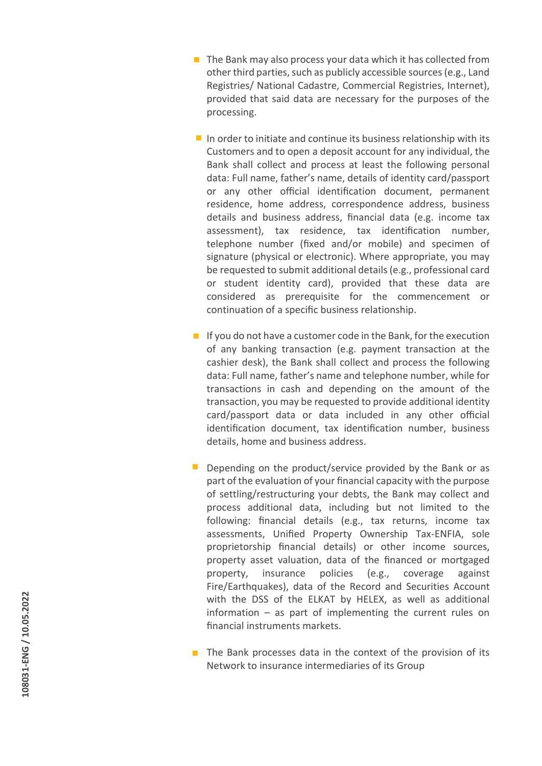- The Bank may also process your data which it has collected from other third parties, such as publicly accessible sources (e.g., Land Registries/ National Cadastre, Commercial Registries, Internet), provided that said data are necessary for the purposes of the processing.

- In order to initiate and continue its business relationship with its Customers and to open a deposit account for any individual, the Bank shall collect and process at least the following personal data: Full name, father's name, details of identity card/passport or any other official identification document, permanent residence, home address, correspondence address, business details and business address, financial data (e.g. income tax assessment), tax residence, tax identification number, telephone number (fixed and/or mobile) and specimen of signature (physical or electronic). Where appropriate, you may be requested to submit additional details (e.g., professional card or student identity card), provided that these data are considered as prerequisite for the commencement or continuation of a specific business relationship.

- If you do not have a customer code in the Bank, for the execution of any banking transaction (e.g. payment transaction at the cashier desk), the Bank shall collect and process the following data: Full name, father's name and telephone number, while for transactions in cash and depending on the amount of the transaction, you may be requested to provide additional identity card/passport data or data included in any other official identification document, tax identification number, business details, home and business address.

- Depending on the product/service provided by the Bank or as part of the evaluation of your financial capacity with the purpose of settling/restructuring your debts, the Bank may collect and process additional data, including but not limited to the following: financial details (e.g., tax returns, income tax assessments, Unified Property Ownership Tax-ENFIA, sole proprietorship financial details) or other income sources, property asset valuation, data of the financed or mortgaged property, insurance policies (e.g., coverage against Fire/Earthquakes), data of the Record and Securities Account with the DSS of the ELKAT by HELEX, as well as additional information – as part of implementing the current rules on financial instruments markets.

- The Bank processes data in the context of the provision of its Network to insurance intermediaries of its Group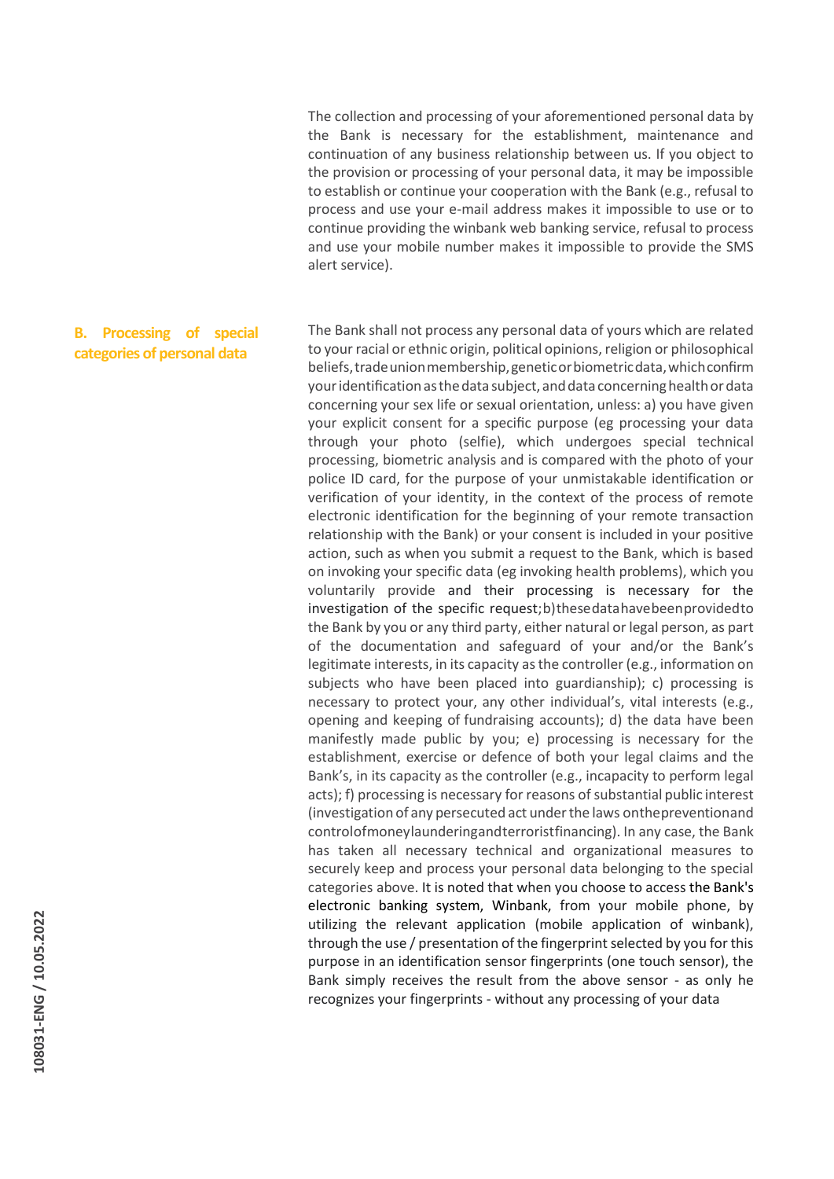The collection and processing of your aforementioned personal data by the Bank is necessary for the establishment, maintenance and continuation of any business relationship between us. If you object to the provision or processing of your personal data, it may be impossible to establish or continue your cooperation with the Bank (e.g., refusal to process and use your e-mail address makes it impossible to use or to continue providing the winbank web banking service, refusal to process and use your mobile number makes it impossible to provide the SMS alert service).

## B. Processing of special categories of personal data

The Bank shall not process any personal data of yours which are related to your racial or ethnic origin, political opinions, religion or philosophical beliefs, trade union membership, genetic or biometric data, which confirm your identification as the data subject, and data concerning health or data concerning your sex life or sexual orientation, unless: a) you have given your explicit consent for a specific purpose (eg processing your data through your photo (selfie), which undergoes special technical processing, biometric analysis and is compared with the photo of your police ID card, for the purpose of your unmistakable identification or verification of your identity, in the context of the process of remote electronic identification for the beginning of your remote transaction relationship with the Bank) or your consent is included in your positive action, such as when you submit a request to the Bank, which is based on invoking your specific data (eg invoking health problems), which you voluntarily provide and their processing is necessary for the investigation of the specific request; b) these data have been provided to the Bank by you or any third party, either natural or legal person, as part of the documentation and safeguard of your and/or the Bank's legitimate interests, in its capacity as the controller (e.g., information on subjects who have been placed into guardianship); c) processing is necessary to protect your, any other individual's, vital interests (e.g., opening and keeping of fundraising accounts); d) the data have been manifestly made public by you; e) processing is necessary for the establishment, exercise or defence of both your legal claims and the Bank's, in its capacity as the controller (e.g., incapacity to perform legal acts); f) processing is necessary for reasons of substantial public interest (investigation of any persecuted act under the laws on the prevention and control of money laundering and terrorist financing). In any case, the Bank has taken all necessary technical and organizational measures to securely keep and process your personal data belonging to the special categories above. It is noted that when you choose to access the Bank's electronic banking system, Winbank, from your mobile phone, by utilizing the relevant application (mobile application of winbank), through the use / presentation of the fingerprint selected by you for this purpose in an identification sensor fingerprints (one touch sensor), the Bank simply receives the result from the above sensor - as only he recognizes your fingerprints - without any processing of your data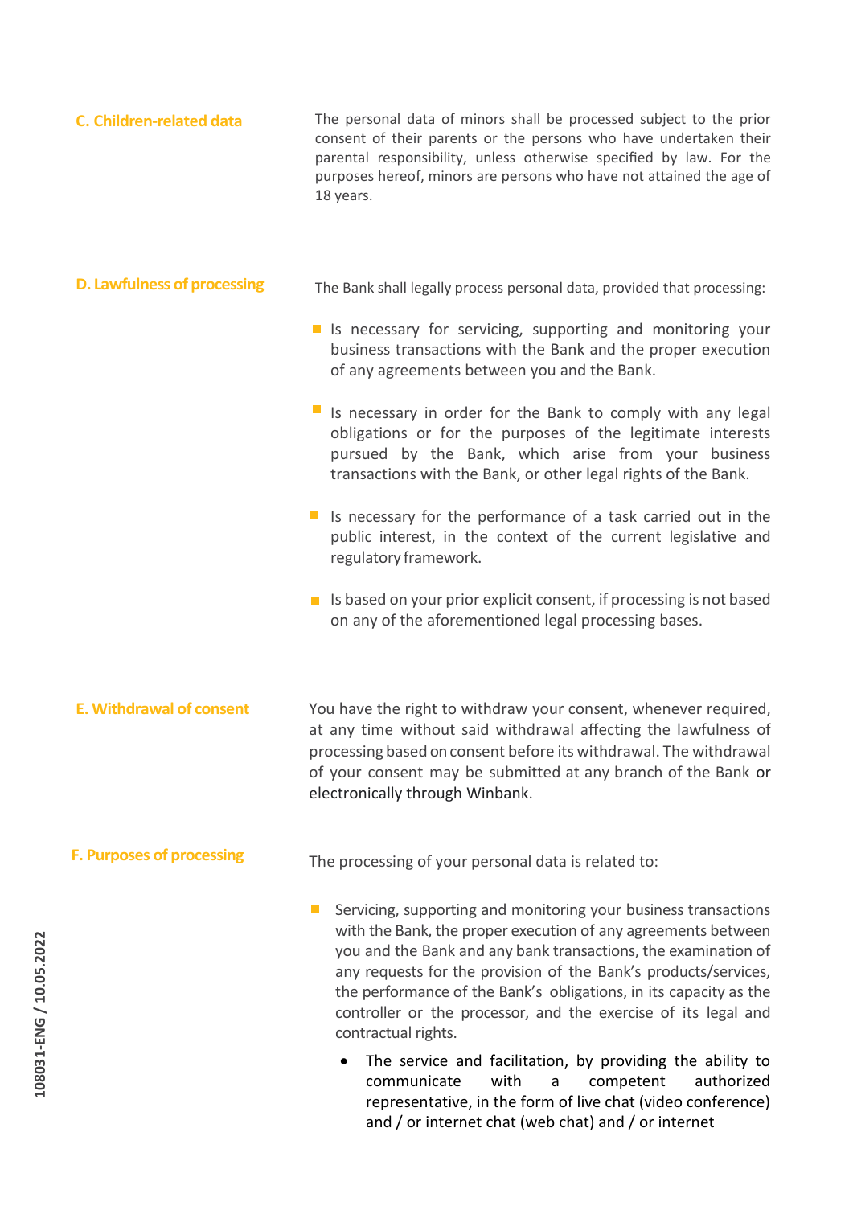### C. Children-related data

The personal data of minors shall be processed subject to the prior consent of their parents or the persons who have undertaken their parental responsibility, unless otherwise specified by law. For the purposes hereof, minors are persons who have not attained the age of 18 years.

### D. Lawfulness of processing

The Bank shall legally process personal data, provided that processing:

- Is necessary for servicing, supporting and monitoring your business transactions with the Bank and the proper execution of any agreements between you and the Bank.
- Is necessary in order for the Bank to comply with any legal obligations or for the purposes of the legitimate interests pursued by the Bank, which arise from your business transactions with the Bank, or other legal rights of the Bank.
- Is necessary for the performance of a task carried out in the public interest, in the context of the current legislative and regulatory framework.
- Is based on your prior explicit consent, if processing is not based on any of the aforementioned legal processing bases.

### E. Withdrawal of consent

You have the right to withdraw your consent, whenever required, at any time without said withdrawal affecting the lawfulness of processing based on consent before its withdrawal. The withdrawal of your consent may be submitted at any branch of the Bank or electronically through Winbank.

### F. Purposes of processing

The processing of your personal data is related to:

- Servicing, supporting and monitoring your business transactions with the Bank, the proper execution of any agreements between you and the Bank and any bank transactions, the examination of any requests for the provision of the Bank's products/services, the performance of the Bank's obligations, in its capacity as the controller or the processor, and the exercise of its legal and contractual rights.
  - The service and facilitation, by providing the ability to communicate with a competent authorized representative, in the form of live chat (video conference) and / or internet chat (web chat) and / or internet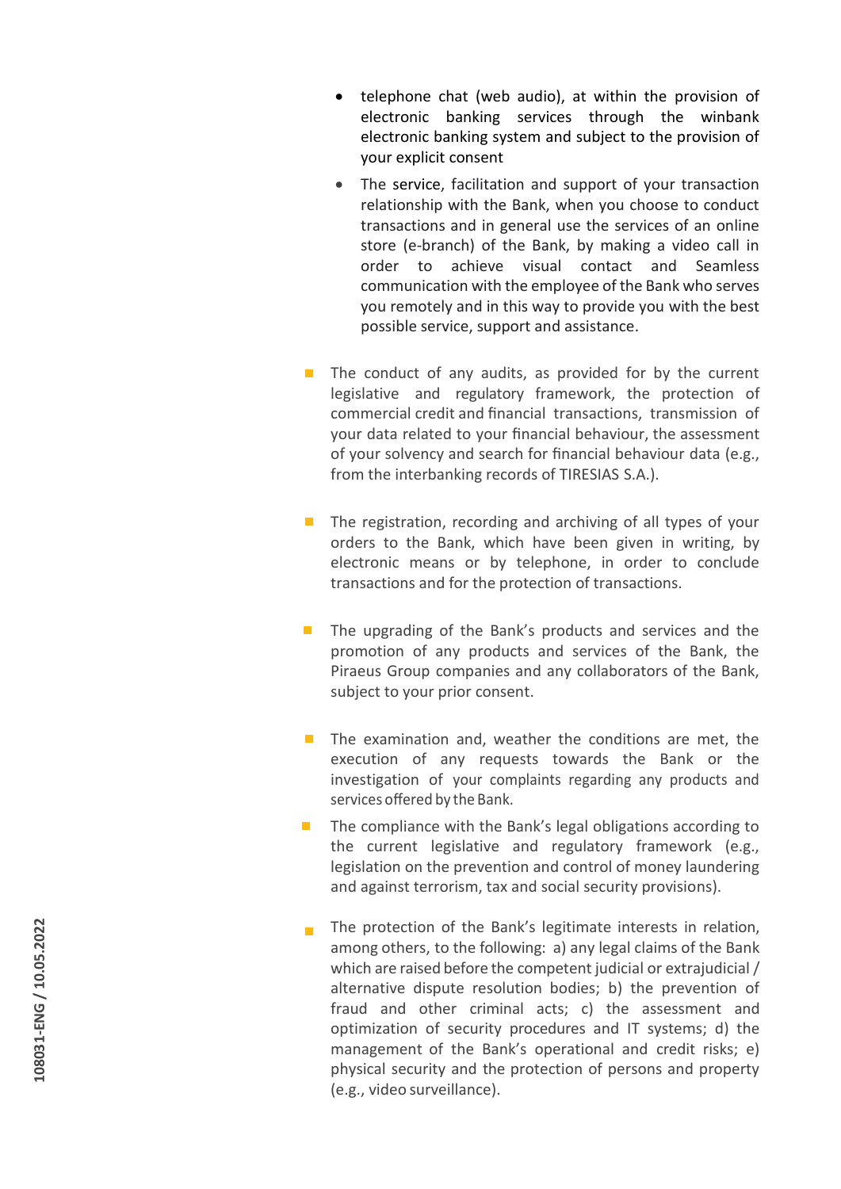- telephone chat (web audio), at within the provision of electronic banking services through the winbank electronic banking system and subject to the provision of your explicit consent
- The service, facilitation and support of your transaction relationship with the Bank, when you choose to conduct transactions and in general use the services of an online store (e-branch) of the Bank, by making a video call in order to achieve visual contact and Seamless communication with the employee of the Bank who serves you remotely and in this way to provide you with the best possible service, support and assistance.

- The conduct of any audits, as provided for by the current legislative and regulatory framework, the protection of commercial credit and financial transactions, transmission of your data related to your financial behaviour, the assessment of your solvency and search for financial behaviour data (e.g., from the interbanking records of TIRESIAS S.A.).

- The registration, recording and archiving of all types of your orders to the Bank, which have been given in writing, by electronic means or by telephone, in order to conclude transactions and for the protection of transactions.

- The upgrading of the Bank's products and services and the promotion of any products and services of the Bank, the Piraeus Group companies and any collaborators of the Bank, subject to your prior consent.

- The examination and, weather the conditions are met, the execution of any requests towards the Bank or the investigation of your complaints regarding any products and services offered by the Bank.
- The compliance with the Bank's legal obligations according to the current legislative and regulatory framework (e.g., legislation on the prevention and control of money laundering and against terrorism, tax and social security provisions).

- The protection of the Bank's legitimate interests in relation, among others, to the following: a) any legal claims of the Bank which are raised before the competent judicial or extrajudicial / alternative dispute resolution bodies; b) the prevention of fraud and other criminal acts; c) the assessment and optimization of security procedures and IT systems; d) the management of the Bank's operational and credit risks; e) physical security and the protection of persons and property (e.g., video surveillance).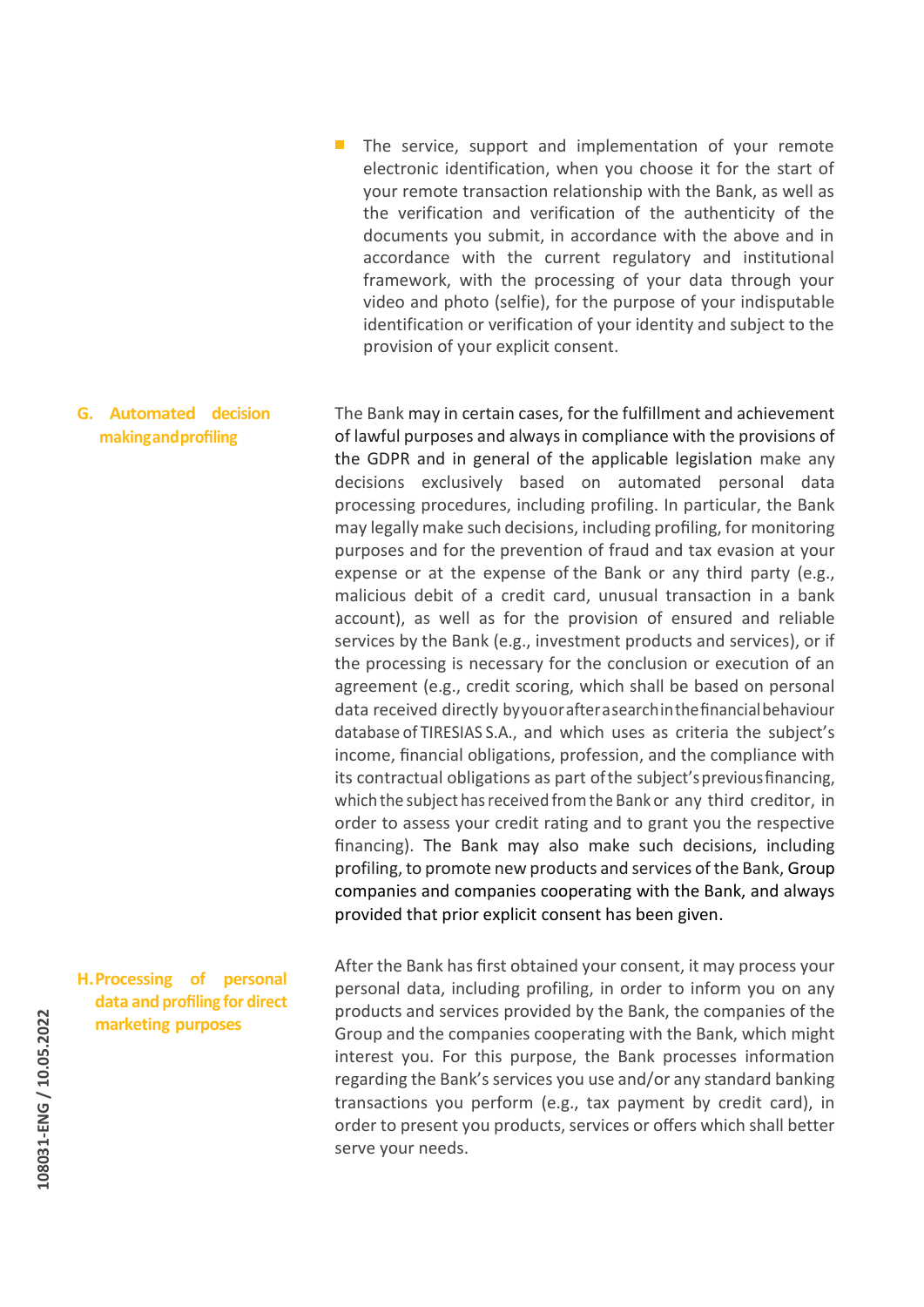- The service, support and implementation of your remote electronic identification, when you choose it for the start of your remote transaction relationship with the Bank, as well as the verification and verification of the authenticity of the documents you submit, in accordance with the above and in accordance with the current regulatory and institutional framework, with the processing of your data through your video and photo (selfie), for the purpose of your indisputable identification or verification of your identity and subject to the provision of your explicit consent.

## G. Automated decision making and profiling

The Bank may in certain cases, for the fulfillment and achievement of lawful purposes and always in compliance with the provisions of the GDPR and in general of the applicable legislation make any decisions exclusively based on automated personal data processing procedures, including profiling. In particular, the Bank may legally make such decisions, including profiling, for monitoring purposes and for the prevention of fraud and tax evasion at your expense or at the expense of the Bank or any third party (e.g., malicious debit of a credit card, unusual transaction in a bank account), as well as for the provision of ensured and reliable services by the Bank (e.g., investment products and services), or if the processing is necessary for the conclusion or execution of an agreement (e.g., credit scoring, which shall be based on personal data received directly by you or after a search in the financial behaviour database of TIRESIAS S.A., and which uses as criteria the subject's income, financial obligations, profession, and the compliance with its contractual obligations as part of the subject's previous financing, which the subject has received from the Bank or any third creditor, in order to assess your credit rating and to grant you the respective financing). The Bank may also make such decisions, including profiling, to promote new products and services of the Bank, Group companies and companies cooperating with the Bank, and always provided that prior explicit consent has been given.

## H. Processing of personal data and profiling for direct marketing purposes

After the Bank has first obtained your consent, it may process your personal data, including profiling, in order to inform you on any products and services provided by the Bank, the companies of the Group and the companies cooperating with the Bank, which might interest you. For this purpose, the Bank processes information regarding the Bank's services you use and/or any standard banking transactions you perform (e.g., tax payment by credit card), in order to present you products, services or offers which shall better serve your needs.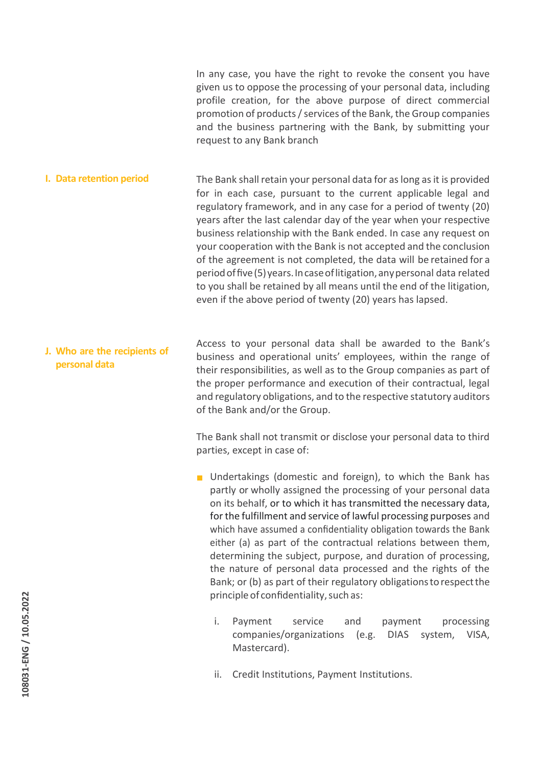In any case, you have the right to revoke the consent you have given us to oppose the processing of your personal data, including profile creation, for the above purpose of direct commercial promotion of products / services of the Bank, the Group companies and the business partnering with the Bank, by submitting your request to any Bank branch

## I. Data retention period

The Bank shall retain your personal data for as long as it is provided for in each case, pursuant to the current applicable legal and regulatory framework, and in any case for a period of twenty (20) years after the last calendar day of the year when your respective business relationship with the Bank ended. In case any request on your cooperation with the Bank is not accepted and the conclusion of the agreement is not completed, the data will be retained for a period of five (5) years. In case of litigation, any personal data related to you shall be retained by all means until the end of the litigation, even if the above period of twenty (20) years has lapsed.

## J. Who are the recipients of personal data

Access to your personal data shall be awarded to the Bank's business and operational units' employees, within the range of their responsibilities, as well as to the Group companies as part of the proper performance and execution of their contractual, legal and regulatory obligations, and to the respective statutory auditors of the Bank and/or the Group.

The Bank shall not transmit or disclose your personal data to third parties, except in case of:

- Undertakings (domestic and foreign), to which the Bank has partly or wholly assigned the processing of your personal data on its behalf, or to which it has transmitted the necessary data, for the fulfillment and service of lawful processing purposes and which have assumed a confidentiality obligation towards the Bank either (a) as part of the contractual relations between them, determining the subject, purpose, and duration of processing, the nature of personal data processed and the rights of the Bank; or (b) as part of their regulatory obligations to respect the principle of confidentiality, such as:

  i. Payment service and payment processing companies/organizations (e.g. DIAS system, VISA, Mastercard).

  ii. Credit Institutions, Payment Institutions.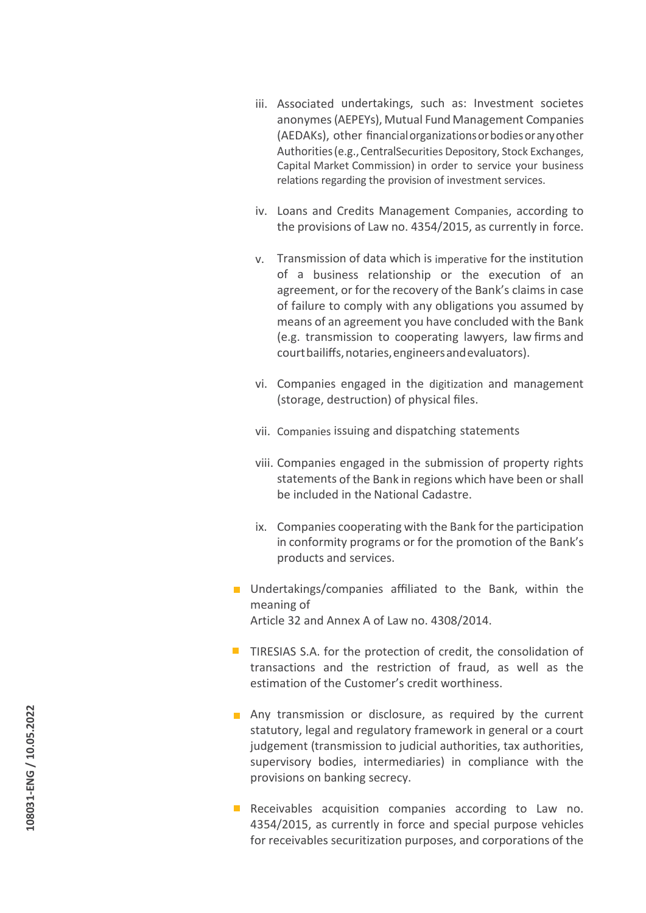iii. Associated undertakings, such as: Investment societes anonymes (AEPEYs), Mutual Fund Management Companies (AEDAKs), other financial organizations or bodies or any other Authorities (e.g., Central Securities Depository, Stock Exchanges, Capital Market Commission) in order to service your business relations regarding the provision of investment services.

iv. Loans and Credits Management Companies, according to the provisions of Law no. 4354/2015, as currently in force.

v. Transmission of data which is imperative for the institution of a business relationship or the execution of an agreement, or for the recovery of the Bank's claims in case of failure to comply with any obligations you assumed by means of an agreement you have concluded with the Bank (e.g. transmission to cooperating lawyers, law firms and court bailiffs, notaries, engineers and evaluators).

vi. Companies engaged in the digitization and management (storage, destruction) of physical files.

vii. Companies issuing and dispatching statements

viii. Companies engaged in the submission of property rights statements of the Bank in regions which have been or shall be included in the National Cadastre.

ix. Companies cooperating with the Bank for the participation in conformity programs or for the promotion of the Bank's products and services.

- Undertakings/companies affiliated to the Bank, within the meaning of
  Article 32 and Annex A of Law no. 4308/2014.
- TIRESIAS S.A. for the protection of credit, the consolidation of transactions and the restriction of fraud, as well as the estimation of the Customer's credit worthiness.
- Any transmission or disclosure, as required by the current statutory, legal and regulatory framework in general or a court judgement (transmission to judicial authorities, tax authorities, supervisory bodies, intermediaries) in compliance with the provisions on banking secrecy.
- Receivables acquisition companies according to Law no. 4354/2015, as currently in force and special purpose vehicles for receivables securitization purposes, and corporations of the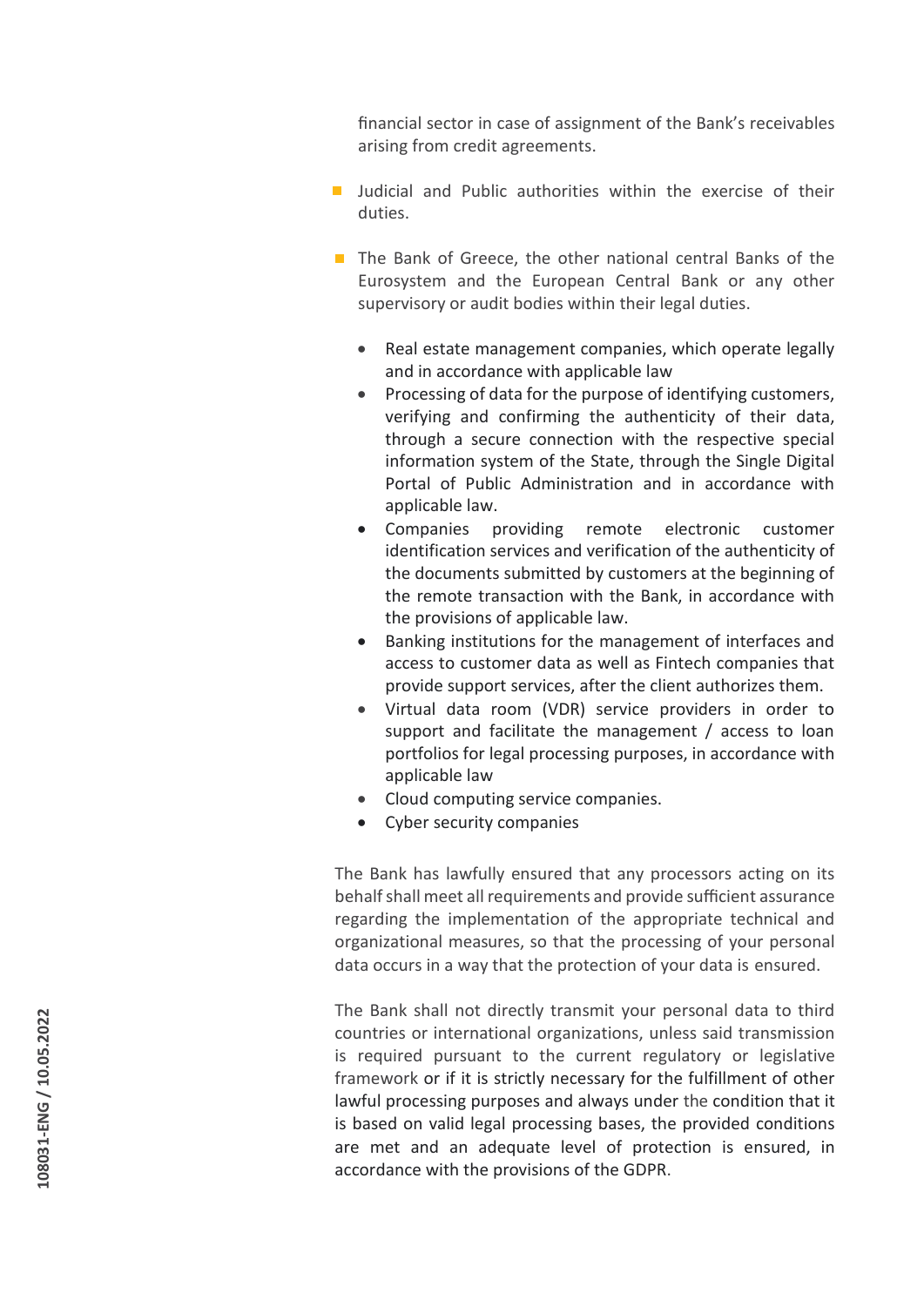financial sector in case of assignment of the Bank's receivables arising from credit agreements.

- Judicial and Public authorities within the exercise of their duties.
- The Bank of Greece, the other national central Banks of the Eurosystem and the European Central Bank or any other supervisory or audit bodies within their legal duties.
  - Real estate management companies, which operate legally and in accordance with applicable law
  - Processing of data for the purpose of identifying customers, verifying and confirming the authenticity of their data, through a secure connection with the respective special information system of the State, through the Single Digital Portal of Public Administration and in accordance with applicable law.
  - Companies providing remote electronic customer identification services and verification of the authenticity of the documents submitted by customers at the beginning of the remote transaction with the Bank, in accordance with the provisions of applicable law.
  - Banking institutions for the management of interfaces and access to customer data as well as Fintech companies that provide support services, after the client authorizes them.
  - Virtual data room (VDR) service providers in order to support and facilitate the management / access to loan portfolios for legal processing purposes, in accordance with applicable law
  - Cloud computing service companies.
  - Cyber security companies

The Bank has lawfully ensured that any processors acting on its behalf shall meet all requirements and provide sufficient assurance regarding the implementation of the appropriate technical and organizational measures, so that the processing of your personal data occurs in a way that the protection of your data is ensured.

The Bank shall not directly transmit your personal data to third countries or international organizations, unless said transmission is required pursuant to the current regulatory or legislative framework or if it is strictly necessary for the fulfillment of other lawful processing purposes and always under the condition that it is based on valid legal processing bases, the provided conditions are met and an adequate level of protection is ensured, in accordance with the provisions of the GDPR.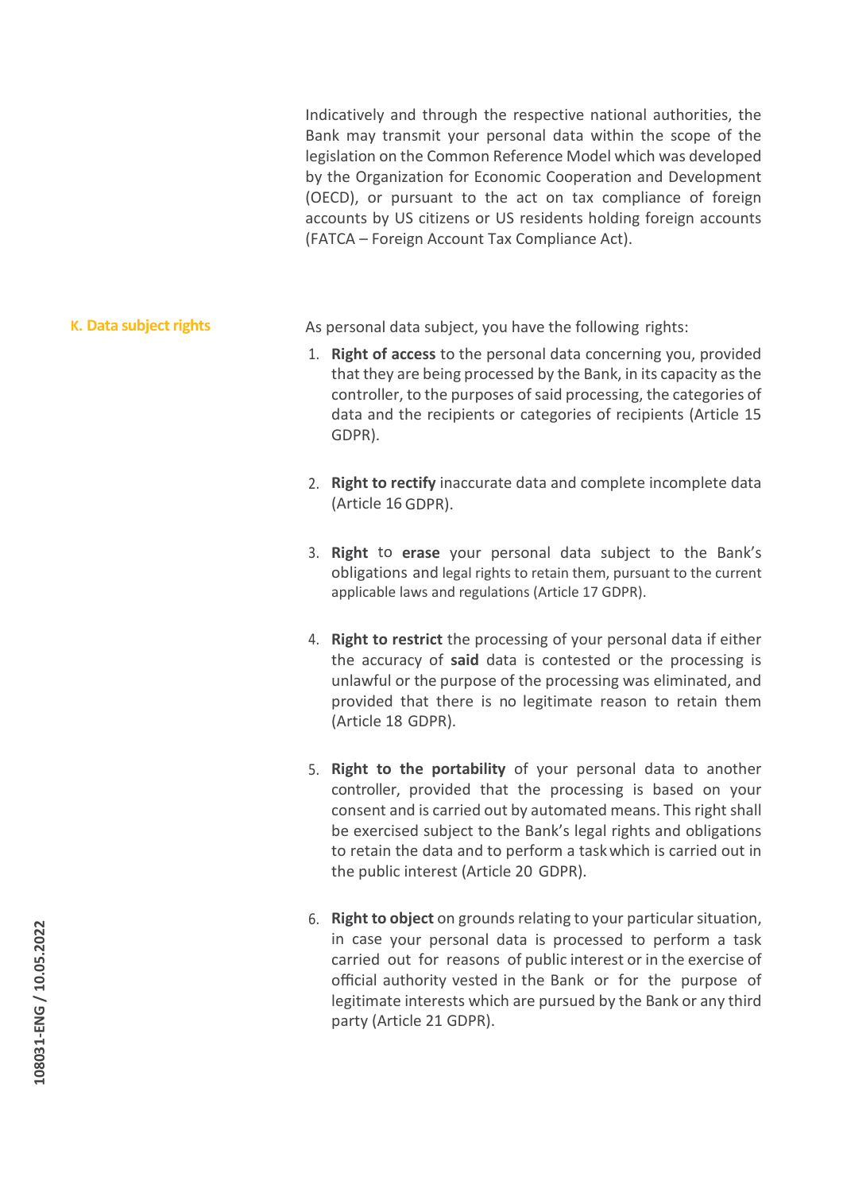Indicatively and through the respective national authorities, the Bank may transmit your personal data within the scope of the legislation on the Common Reference Model which was developed by the Organization for Economic Cooperation and Development (OECD), or pursuant to the act on tax compliance of foreign accounts by US citizens or US residents holding foreign accounts (FATCA – Foreign Account Tax Compliance Act).

## K. Data subject rights

As personal data subject, you have the following rights:

1. **Right of access** to the personal data concerning you, provided that they are being processed by the Bank, in its capacity as the controller, to the purposes of said processing, the categories of data and the recipients or categories of recipients (Article 15 GDPR).

2. **Right to rectify** inaccurate data and complete incomplete data (Article 16 GDPR).

3. **Right** to **erase** your personal data subject to the Bank's obligations and legal rights to retain them, pursuant to the current applicable laws and regulations (Article 17 GDPR).

4. **Right to restrict** the processing of your personal data if either the accuracy of **said** data is contested or the processing is unlawful or the purpose of the processing was eliminated, and provided that there is no legitimate reason to retain them (Article 18 GDPR).

5. **Right to the portability** of your personal data to another controller, provided that the processing is based on your consent and is carried out by automated means. This right shall be exercised subject to the Bank's legal rights and obligations to retain the data and to perform a task which is carried out in the public interest (Article 20 GDPR).

6. **Right to object** on grounds relating to your particular situation, in case your personal data is processed to perform a task carried out for reasons of public interest or in the exercise of official authority vested in the Bank or for the purpose of legitimate interests which are pursued by the Bank or any third party (Article 21 GDPR).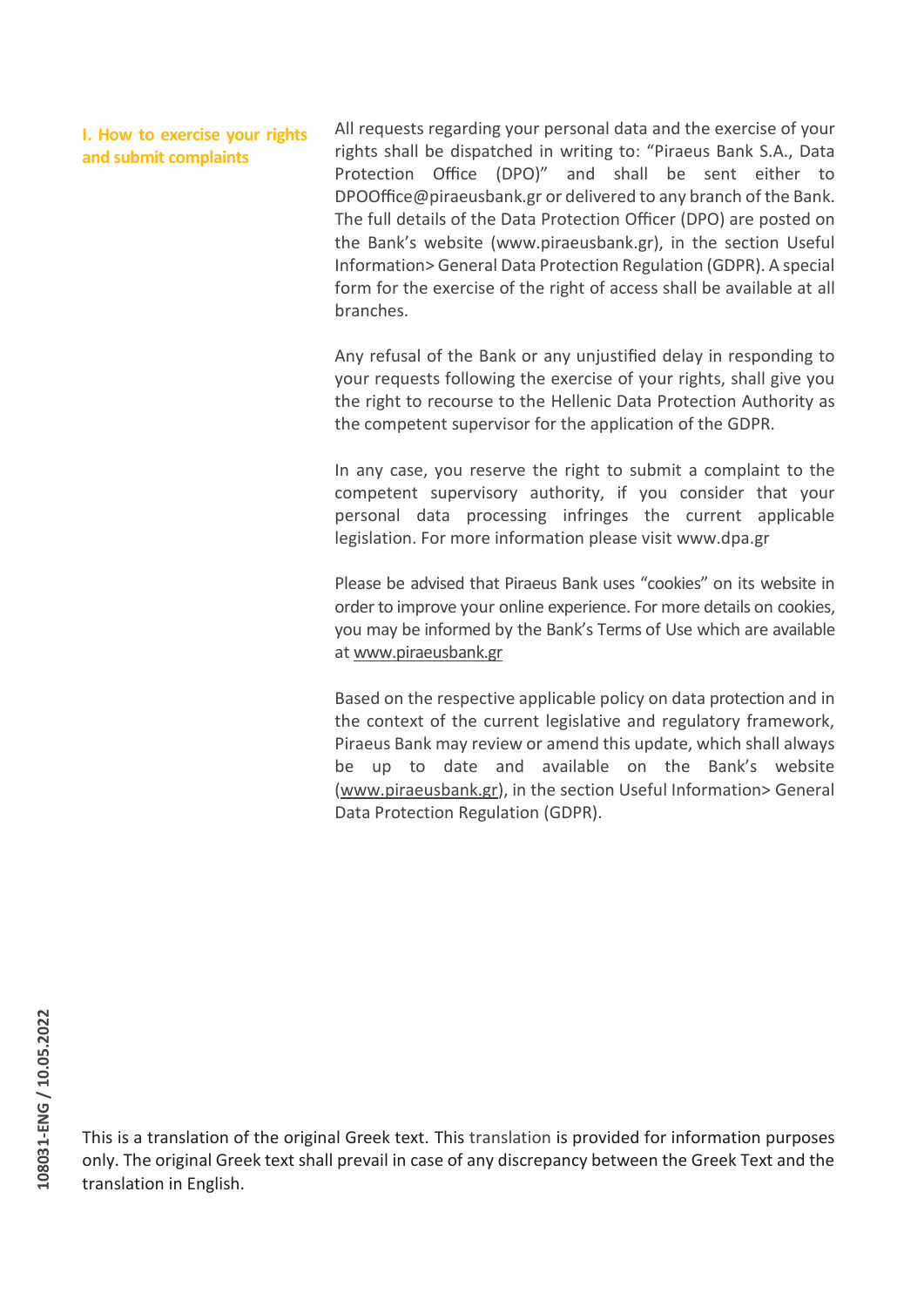### I. How to exercise your rights and submit complaints

All requests regarding your personal data and the exercise of your rights shall be dispatched in writing to: "Piraeus Bank S.A., Data Protection Office (DPO)" and shall be sent either to DPOOffice@piraeusbank.gr or delivered to any branch of the Bank. The full details of the Data Protection Officer (DPO) are posted on the Bank's website (www.piraeusbank.gr), in the section Useful Information> General Data Protection Regulation (GDPR). A special form for the exercise of the right of access shall be available at all branches.

Any refusal of the Bank or any unjustified delay in responding to your requests following the exercise of your rights, shall give you the right to recourse to the Hellenic Data Protection Authority as the competent supervisor for the application of the GDPR.

In any case, you reserve the right to submit a complaint to the competent supervisory authority, if you consider that your personal data processing infringes the current applicable legislation. For more information please visit www.dpa.gr

Please be advised that Piraeus Bank uses "cookies" on its website in order to improve your online experience. For more details on cookies, you may be informed by the Bank's Terms of Use which are available at www.piraeusbank.gr

Based on the respective applicable policy on data protection and in the context of the current legislative and regulatory framework, Piraeus Bank may review or amend this update, which shall always be up to date and available on the Bank's website (www.piraeusbank.gr), in the section Useful Information> General Data Protection Regulation (GDPR).

108031-ENG / 10.05.2022

This is a translation of the original Greek text. This translation is provided for information purposes only. The original Greek text shall prevail in case of any discrepancy between the Greek Text and the translation in English.